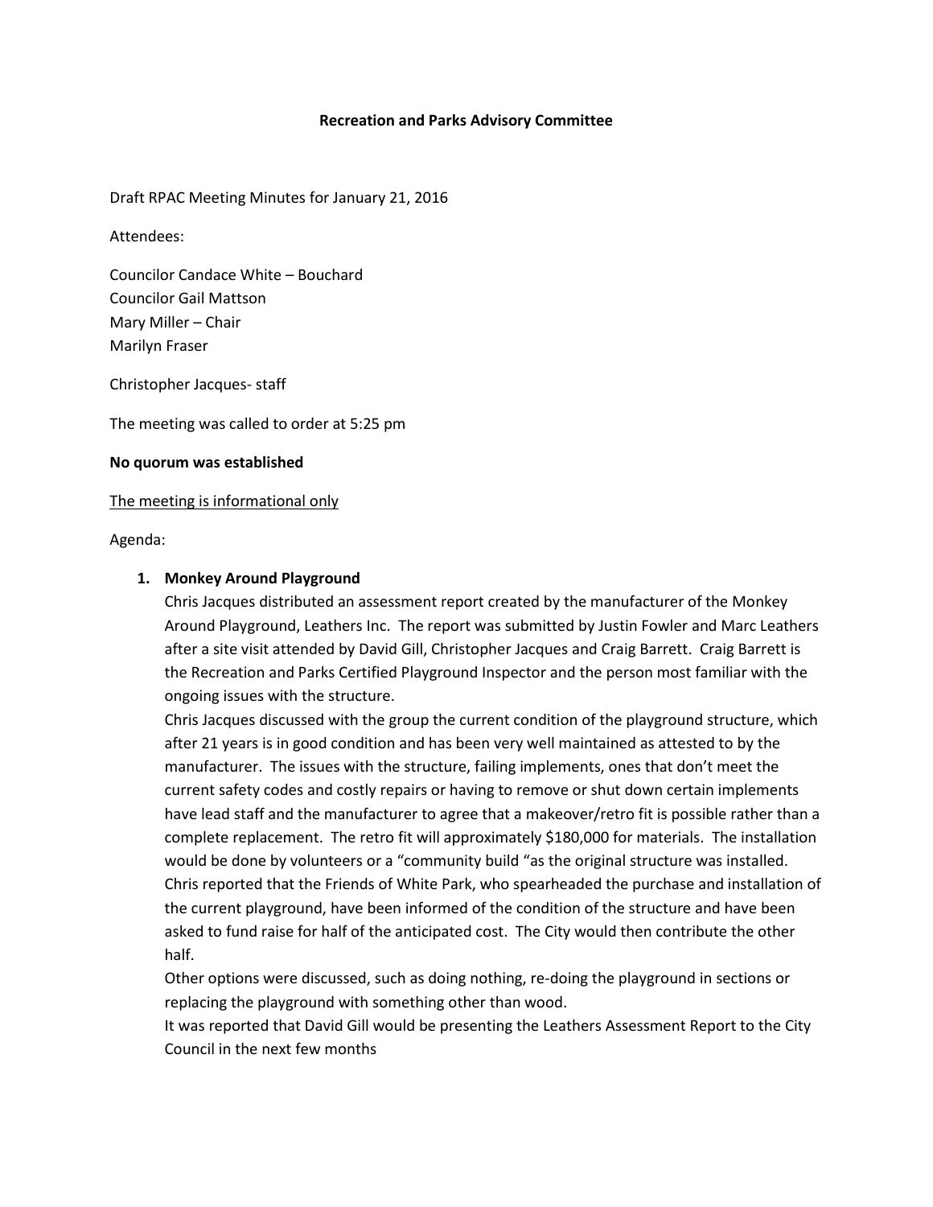# Recreation and Parks Advisory Committee

Draft RPAC Meeting Minutes for January 21, 2016

Attendees:

Councilor Candace White – Bouchard
Councilor Gail Mattson
Mary Miller – Chair
Marilyn Fraser

Christopher Jacques- staff

The meeting was called to order at 5:25 pm

**No quorum was established**

<u>The meeting is informational only</u>

Agenda:

1. **Monkey Around Playground**

   Chris Jacques distributed an assessment report created by the manufacturer of the Monkey Around Playground, Leathers Inc. The report was submitted by Justin Fowler and Marc Leathers after a site visit attended by David Gill, Christopher Jacques and Craig Barrett. Craig Barrett is the Recreation and Parks Certified Playground Inspector and the person most familiar with the ongoing issues with the structure.

   Chris Jacques discussed with the group the current condition of the playground structure, which after 21 years is in good condition and has been very well maintained as attested to by the manufacturer. The issues with the structure, failing implements, ones that don't meet the current safety codes and costly repairs or having to remove or shut down certain implements have lead staff and the manufacturer to agree that a makeover/retro fit is possible rather than a complete replacement. The retro fit will approximately $180,000 for materials. The installation would be done by volunteers or a "community build "as the original structure was installed.

   Chris reported that the Friends of White Park, who spearheaded the purchase and installation of the current playground, have been informed of the condition of the structure and have been asked to fund raise for half of the anticipated cost. The City would then contribute the other half.

   Other options were discussed, such as doing nothing, re-doing the playground in sections or replacing the playground with something other than wood.

   It was reported that David Gill would be presenting the Leathers Assessment Report to the City Council in the next few months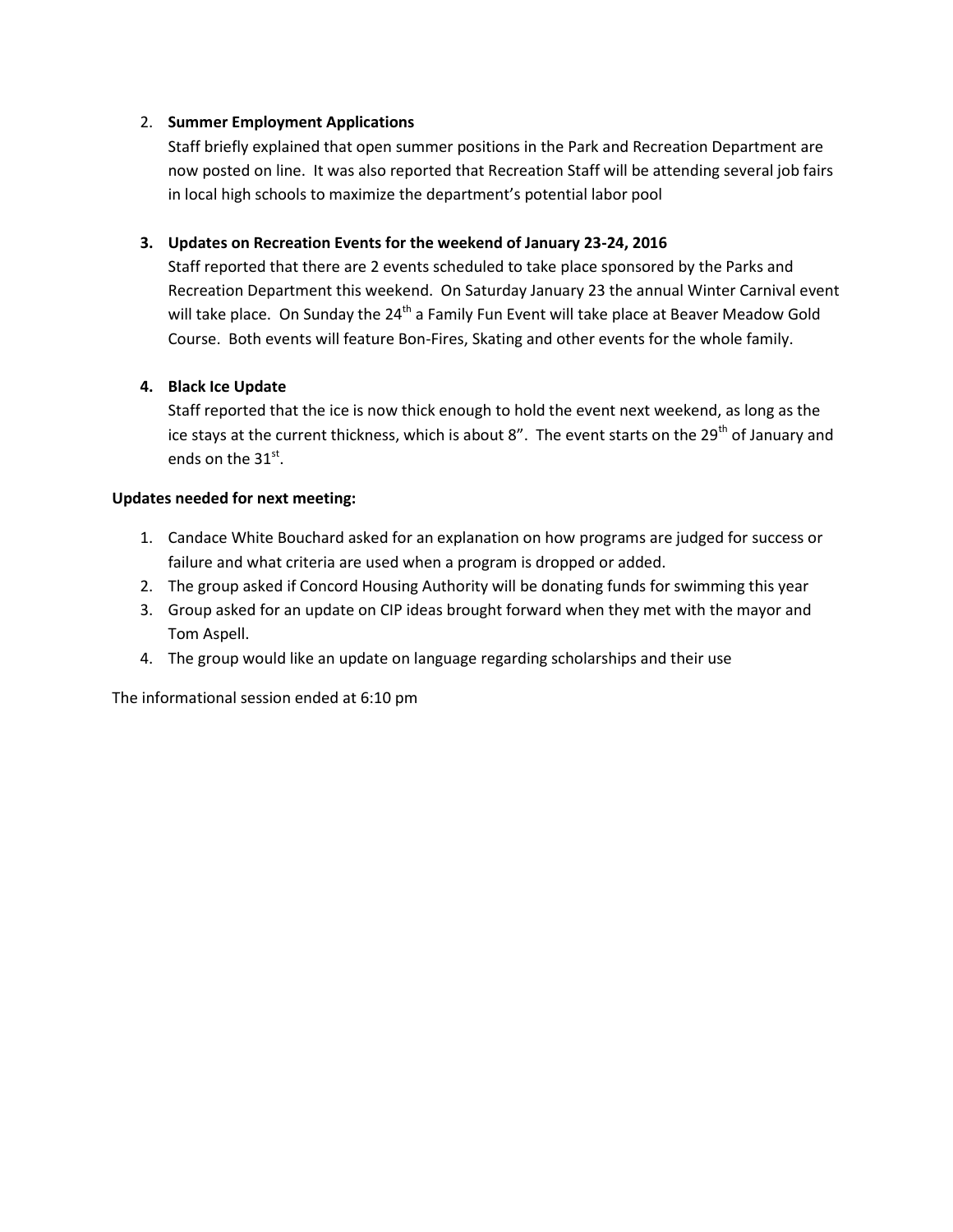2. **Summer Employment Applications**

   Staff briefly explained that open summer positions in the Park and Recreation Department are now posted on line. It was also reported that Recreation Staff will be attending several job fairs in local high schools to maximize the department's potential labor pool

3. **Updates on Recreation Events for the weekend of January 23-24, 2016**

   Staff reported that there are 2 events scheduled to take place sponsored by the Parks and Recreation Department this weekend. On Saturday January 23 the annual Winter Carnival event will take place. On Sunday the 24th a Family Fun Event will take place at Beaver Meadow Gold Course. Both events will feature Bon-Fires, Skating and other events for the whole family.

4. **Black Ice Update**

   Staff reported that the ice is now thick enough to hold the event next weekend, as long as the ice stays at the current thickness, which is about 8". The event starts on the 29th of January and ends on the 31st.

**Updates needed for next meeting:**

1. Candace White Bouchard asked for an explanation on how programs are judged for success or failure and what criteria are used when a program is dropped or added.
2. The group asked if Concord Housing Authority will be donating funds for swimming this year
3. Group asked for an update on CIP ideas brought forward when they met with the mayor and Tom Aspell.
4. The group would like an update on language regarding scholarships and their use

The informational session ended at 6:10 pm